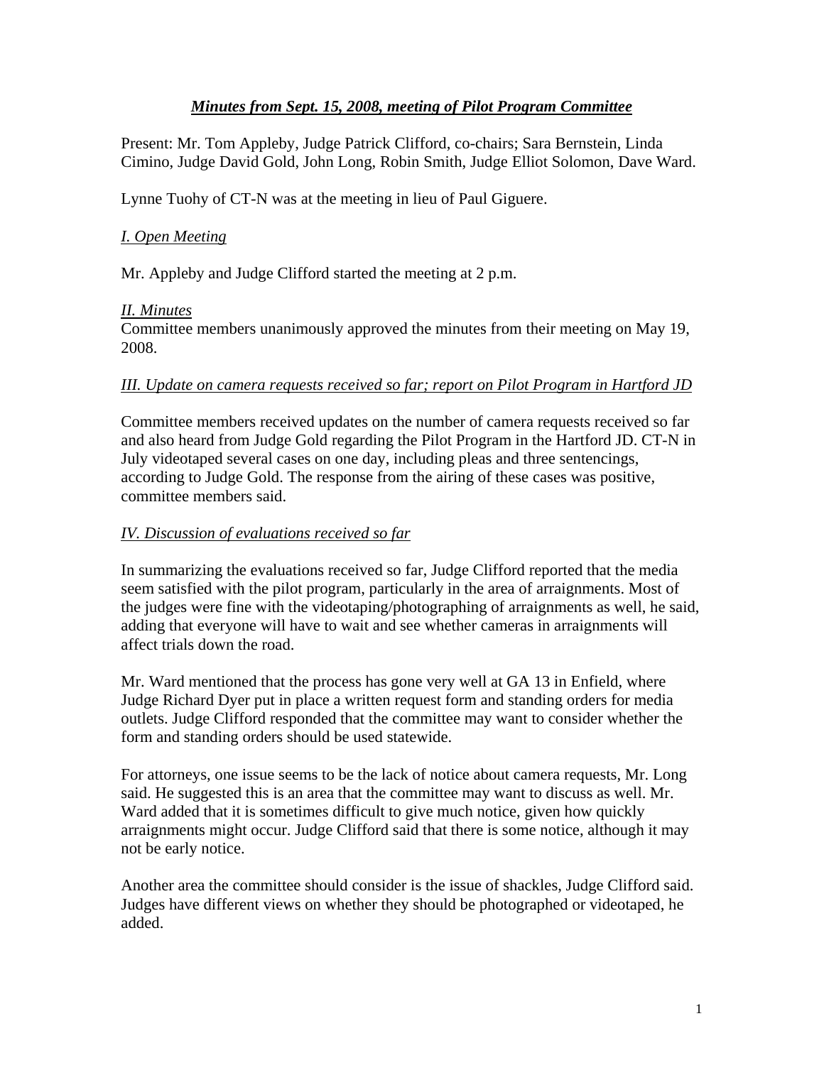# *Minutes from Sept. 15, 2008, meeting of Pilot Program Committee*

Present: Mr. Tom Appleby, Judge Patrick Clifford, co-chairs; Sara Bernstein, Linda Cimino, Judge David Gold, John Long, Robin Smith, Judge Elliot Solomon, Dave Ward.

Lynne Tuohy of CT-N was at the meeting in lieu of Paul Giguere.

## *I. Open Meeting*

Mr. Appleby and Judge Clifford started the meeting at 2 p.m.

## *II. Minutes*

Committee members unanimously approved the minutes from their meeting on May 19, 2008.

## *III. Update on camera requests received so far; report on Pilot Program in Hartford JD*

Committee members received updates on the number of camera requests received so far and also heard from Judge Gold regarding the Pilot Program in the Hartford JD. CT-N in July videotaped several cases on one day, including pleas and three sentencings, according to Judge Gold. The response from the airing of these cases was positive, committee members said.

## *IV. Discussion of evaluations received so far*

In summarizing the evaluations received so far, Judge Clifford reported that the media seem satisfied with the pilot program, particularly in the area of arraignments. Most of the judges were fine with the videotaping/photographing of arraignments as well, he said, adding that everyone will have to wait and see whether cameras in arraignments will affect trials down the road.

Mr. Ward mentioned that the process has gone very well at GA 13 in Enfield, where Judge Richard Dyer put in place a written request form and standing orders for media outlets. Judge Clifford responded that the committee may want to consider whether the form and standing orders should be used statewide.

For attorneys, one issue seems to be the lack of notice about camera requests, Mr. Long said. He suggested this is an area that the committee may want to discuss as well. Mr. Ward added that it is sometimes difficult to give much notice, given how quickly arraignments might occur. Judge Clifford said that there is some notice, although it may not be early notice.

Another area the committee should consider is the issue of shackles, Judge Clifford said. Judges have different views on whether they should be photographed or videotaped, he added.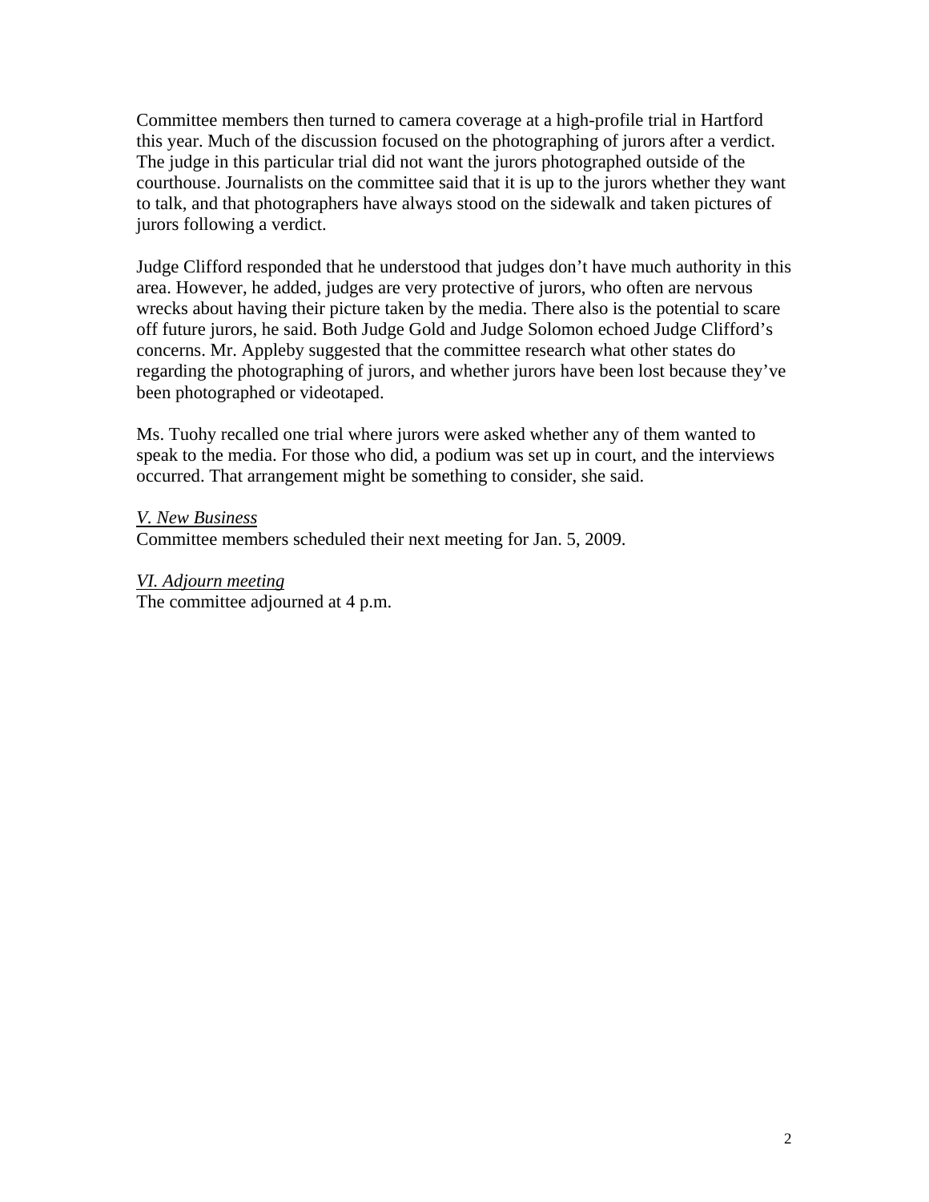Committee members then turned to camera coverage at a high-profile trial in Hartford this year. Much of the discussion focused on the photographing of jurors after a verdict. The judge in this particular trial did not want the jurors photographed outside of the courthouse. Journalists on the committee said that it is up to the jurors whether they want to talk, and that photographers have always stood on the sidewalk and taken pictures of jurors following a verdict.

Judge Clifford responded that he understood that judges don't have much authority in this area. However, he added, judges are very protective of jurors, who often are nervous wrecks about having their picture taken by the media. There also is the potential to scare off future jurors, he said. Both Judge Gold and Judge Solomon echoed Judge Clifford's concerns. Mr. Appleby suggested that the committee research what other states do regarding the photographing of jurors, and whether jurors have been lost because they've been photographed or videotaped.

Ms. Tuohy recalled one trial where jurors were asked whether any of them wanted to speak to the media. For those who did, a podium was set up in court, and the interviews occurred. That arrangement might be something to consider, she said.

*V. New Business*
Committee members scheduled their next meeting for Jan. 5, 2009.

*VI. Adjourn meeting*
The committee adjourned at 4 p.m.